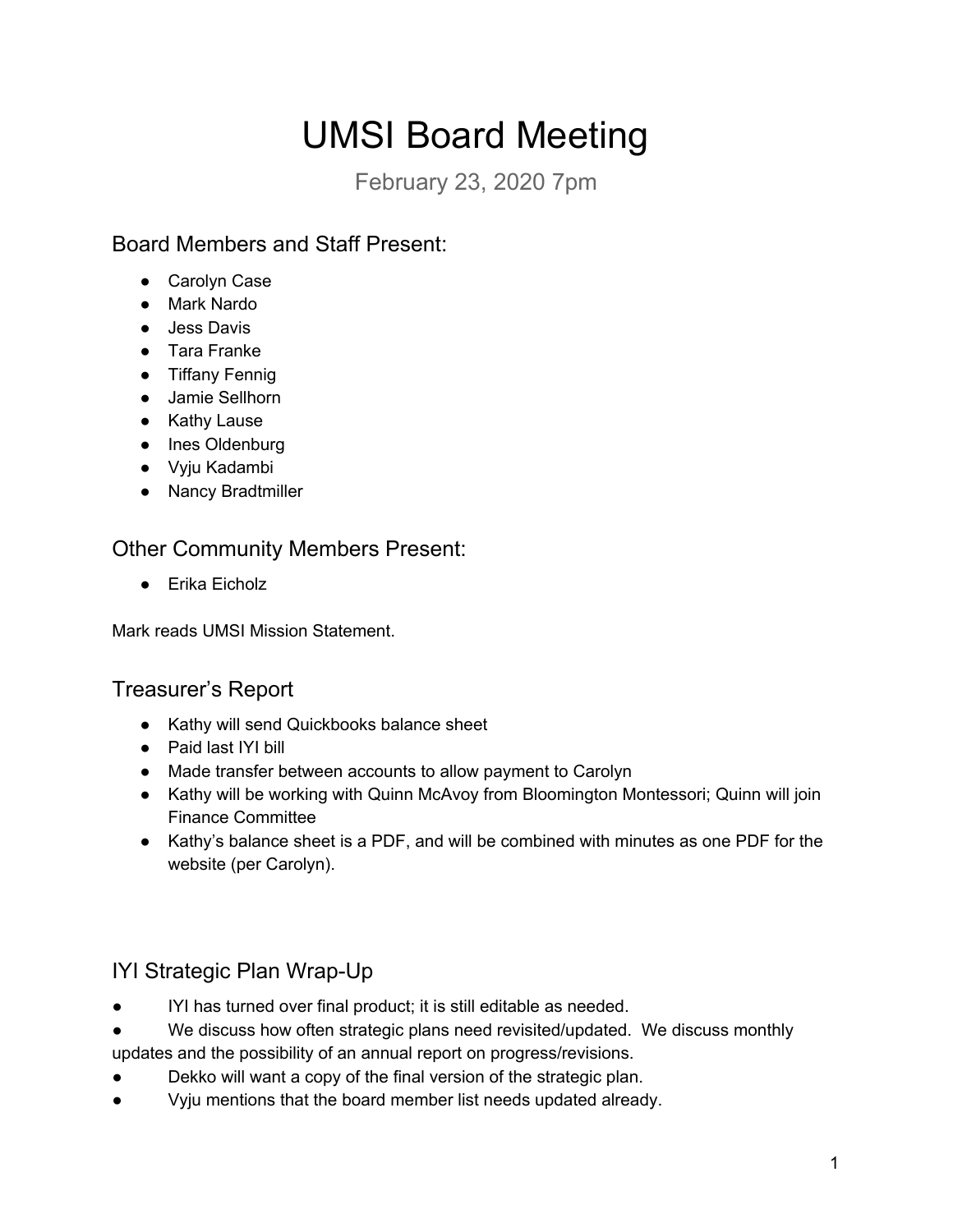# UMSI Board Meeting

February 23, 2020 7pm

## Board Members and Staff Present:

- Carolyn Case
- Mark Nardo
- Jess Davis
- Tara Franke
- Tiffany Fennig
- Jamie Sellhorn
- Kathy Lause
- Ines Oldenburg
- Vyju Kadambi
- Nancy Bradtmiller

## Other Community Members Present:

- Erika Eicholz

Mark reads UMSI Mission Statement.

## Treasurer's Report

- Kathy will send Quickbooks balance sheet
- Paid last IYI bill
- Made transfer between accounts to allow payment to Carolyn
- Kathy will be working with Quinn McAvoy from Bloomington Montessori; Quinn will join Finance Committee
- Kathy's balance sheet is a PDF, and will be combined with minutes as one PDF for the website (per Carolyn).

## IYI Strategic Plan Wrap-Up

- IYI has turned over final product; it is still editable as needed.
- We discuss how often strategic plans need revisited/updated. We discuss monthly updates and the possibility of an annual report on progress/revisions.
- Dekko will want a copy of the final version of the strategic plan.
- Vyju mentions that the board member list needs updated already.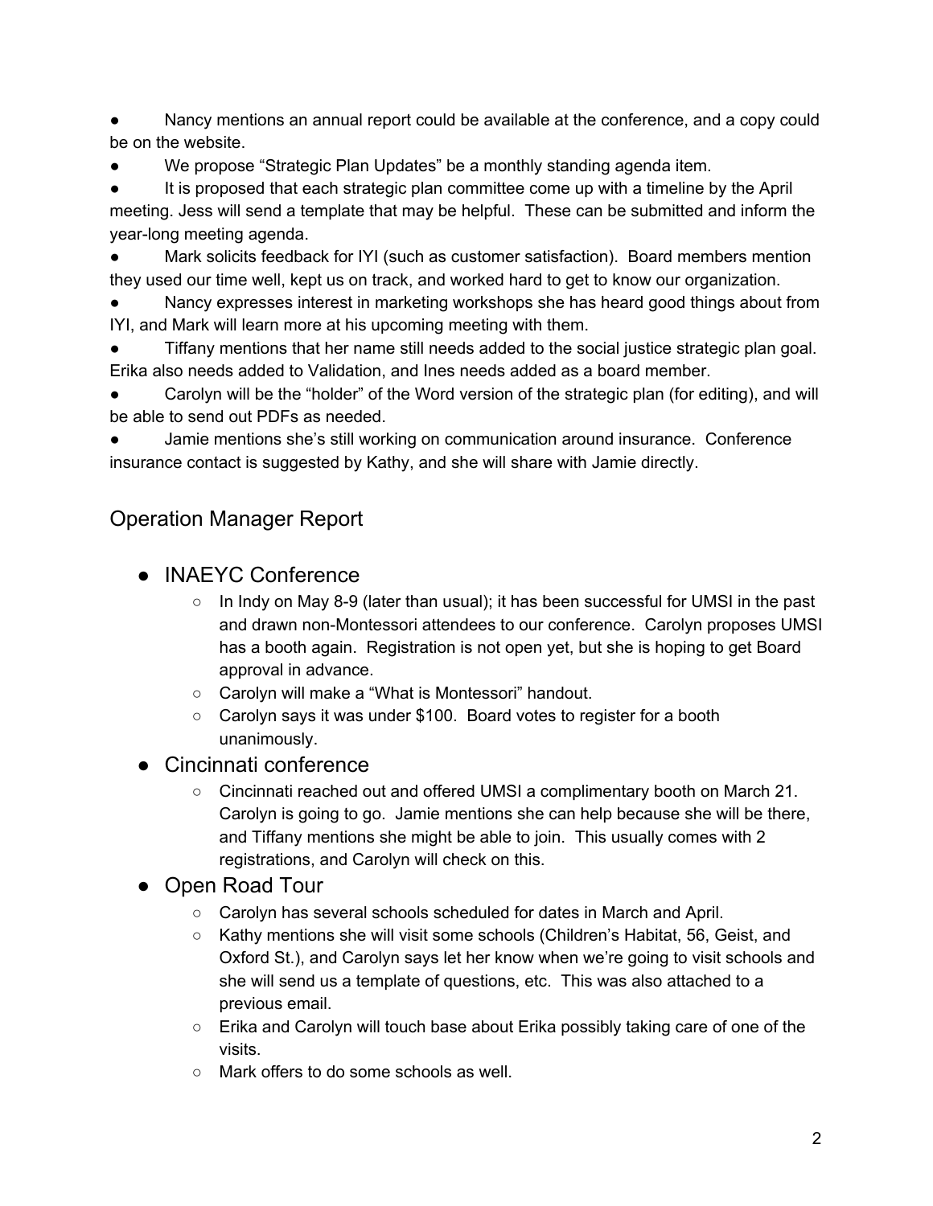- Nancy mentions an annual report could be available at the conference, and a copy could be on the website.
- We propose "Strategic Plan Updates" be a monthly standing agenda item.
- It is proposed that each strategic plan committee come up with a timeline by the April meeting. Jess will send a template that may be helpful. These can be submitted and inform the year-long meeting agenda.
- Mark solicits feedback for IYI (such as customer satisfaction). Board members mention they used our time well, kept us on track, and worked hard to get to know our organization.
- Nancy expresses interest in marketing workshops she has heard good things about from IYI, and Mark will learn more at his upcoming meeting with them.
- Tiffany mentions that her name still needs added to the social justice strategic plan goal. Erika also needs added to Validation, and Ines needs added as a board member.
- Carolyn will be the "holder" of the Word version of the strategic plan (for editing), and will be able to send out PDFs as needed.
- Jamie mentions she's still working on communication around insurance. Conference insurance contact is suggested by Kathy, and she will share with Jamie directly.

## Operation Manager Report

- INAEYC Conference
  - In Indy on May 8-9 (later than usual); it has been successful for UMSI in the past and drawn non-Montessori attendees to our conference. Carolyn proposes UMSI has a booth again. Registration is not open yet, but she is hoping to get Board approval in advance.
  - Carolyn will make a "What is Montessori" handout.
  - Carolyn says it was under $100. Board votes to register for a booth unanimously.
- Cincinnati conference
  - Cincinnati reached out and offered UMSI a complimentary booth on March 21. Carolyn is going to go. Jamie mentions she can help because she will be there, and Tiffany mentions she might be able to join. This usually comes with 2 registrations, and Carolyn will check on this.
- Open Road Tour
  - Carolyn has several schools scheduled for dates in March and April.
  - Kathy mentions she will visit some schools (Children's Habitat, 56, Geist, and Oxford St.), and Carolyn says let her know when we're going to visit schools and she will send us a template of questions, etc. This was also attached to a previous email.
  - Erika and Carolyn will touch base about Erika possibly taking care of one of the visits.
  - Mark offers to do some schools as well.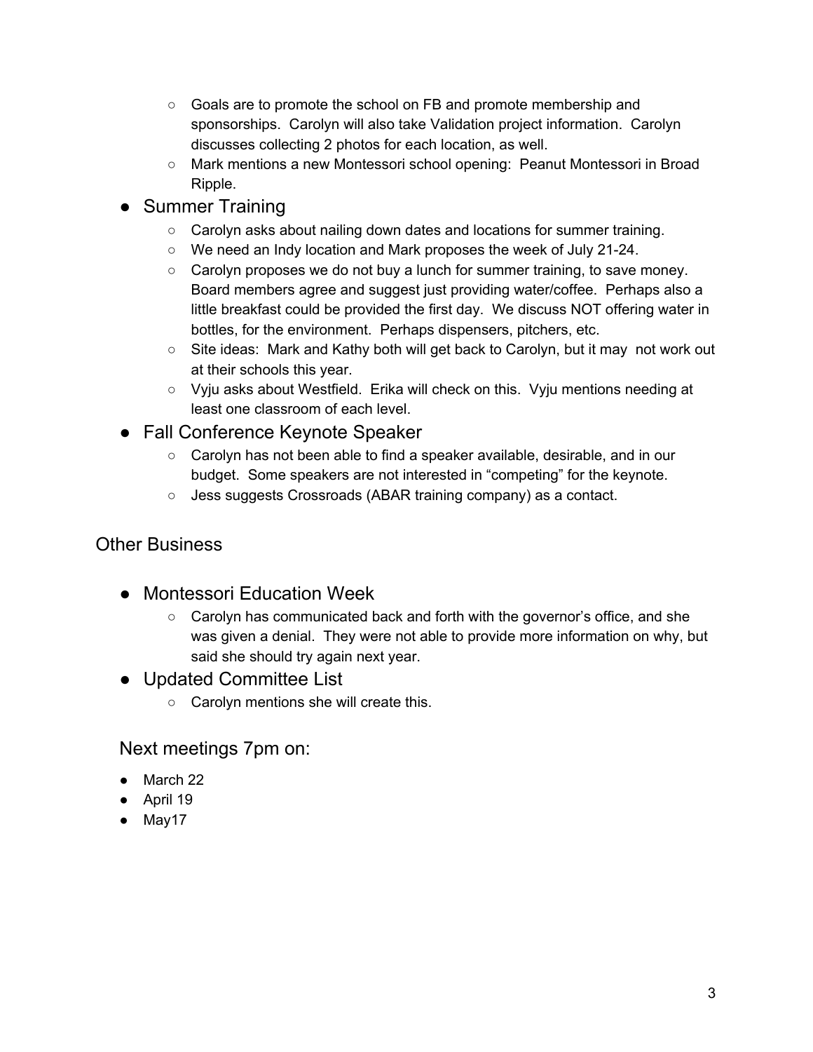- Goals are to promote the school on FB and promote membership and sponsorships. Carolyn will also take Validation project information. Carolyn discusses collecting 2 photos for each location, as well.
- Mark mentions a new Montessori school opening: Peanut Montessori in Broad Ripple.

- Summer Training
  - Carolyn asks about nailing down dates and locations for summer training.
  - We need an Indy location and Mark proposes the week of July 21-24.
  - Carolyn proposes we do not buy a lunch for summer training, to save money. Board members agree and suggest just providing water/coffee. Perhaps also a little breakfast could be provided the first day. We discuss NOT offering water in bottles, for the environment. Perhaps dispensers, pitchers, etc.
  - Site ideas: Mark and Kathy both will get back to Carolyn, but it may not work out at their schools this year.
  - Vyju asks about Westfield. Erika will check on this. Vyju mentions needing at least one classroom of each level.
- Fall Conference Keynote Speaker
  - Carolyn has not been able to find a speaker available, desirable, and in our budget. Some speakers are not interested in "competing" for the keynote.
  - Jess suggests Crossroads (ABAR training company) as a contact.

## Other Business

- Montessori Education Week
  - Carolyn has communicated back and forth with the governor's office, and she was given a denial. They were not able to provide more information on why, but said she should try again next year.
- Updated Committee List
  - Carolyn mentions she will create this.

## Next meetings 7pm on:

- March 22
- April 19
- May17